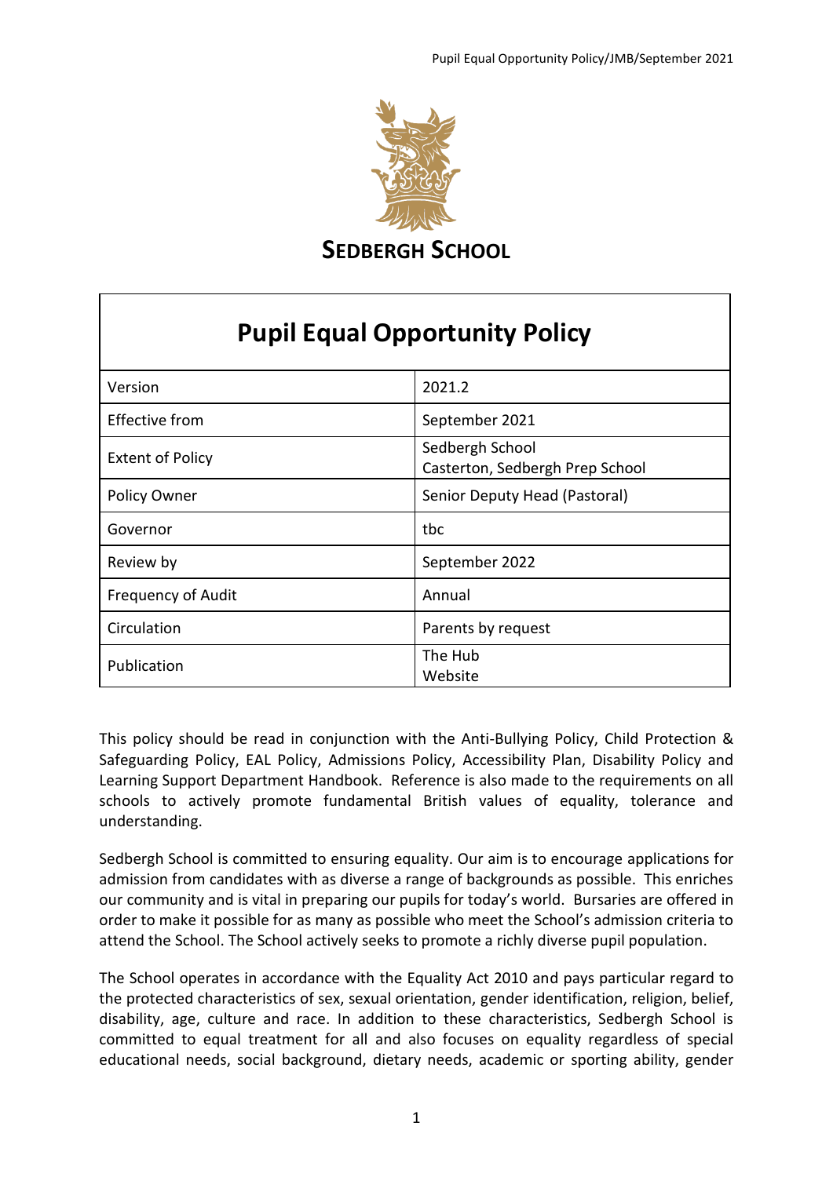# SEDBERGH SCHOOL

| Pupil Equal Opportunity Policy | |
|---|---|
| Version | 2021.2 |
| Effective from | September 2021 |
| Extent of Policy | Sedbergh School<br>Casterton, Sedbergh Prep School |
| Policy Owner | Senior Deputy Head (Pastoral) |
| Governor | tbc |
| Review by | September 2022 |
| Frequency of Audit | Annual |
| Circulation | Parents by request |
| Publication | The Hub<br>Website |

This policy should be read in conjunction with the Anti-Bullying Policy, Child Protection & Safeguarding Policy, EAL Policy, Admissions Policy, Accessibility Plan, Disability Policy and Learning Support Department Handbook. Reference is also made to the requirements on all schools to actively promote fundamental British values of equality, tolerance and understanding.

Sedbergh School is committed to ensuring equality. Our aim is to encourage applications for admission from candidates with as diverse a range of backgrounds as possible. This enriches our community and is vital in preparing our pupils for today's world. Bursaries are offered in order to make it possible for as many as possible who meet the School's admission criteria to attend the School. The School actively seeks to promote a richly diverse pupil population.

The School operates in accordance with the Equality Act 2010 and pays particular regard to the protected characteristics of sex, sexual orientation, gender identification, religion, belief, disability, age, culture and race. In addition to these characteristics, Sedbergh School is committed to equal treatment for all and also focuses on equality regardless of special educational needs, social background, dietary needs, academic or sporting ability, gender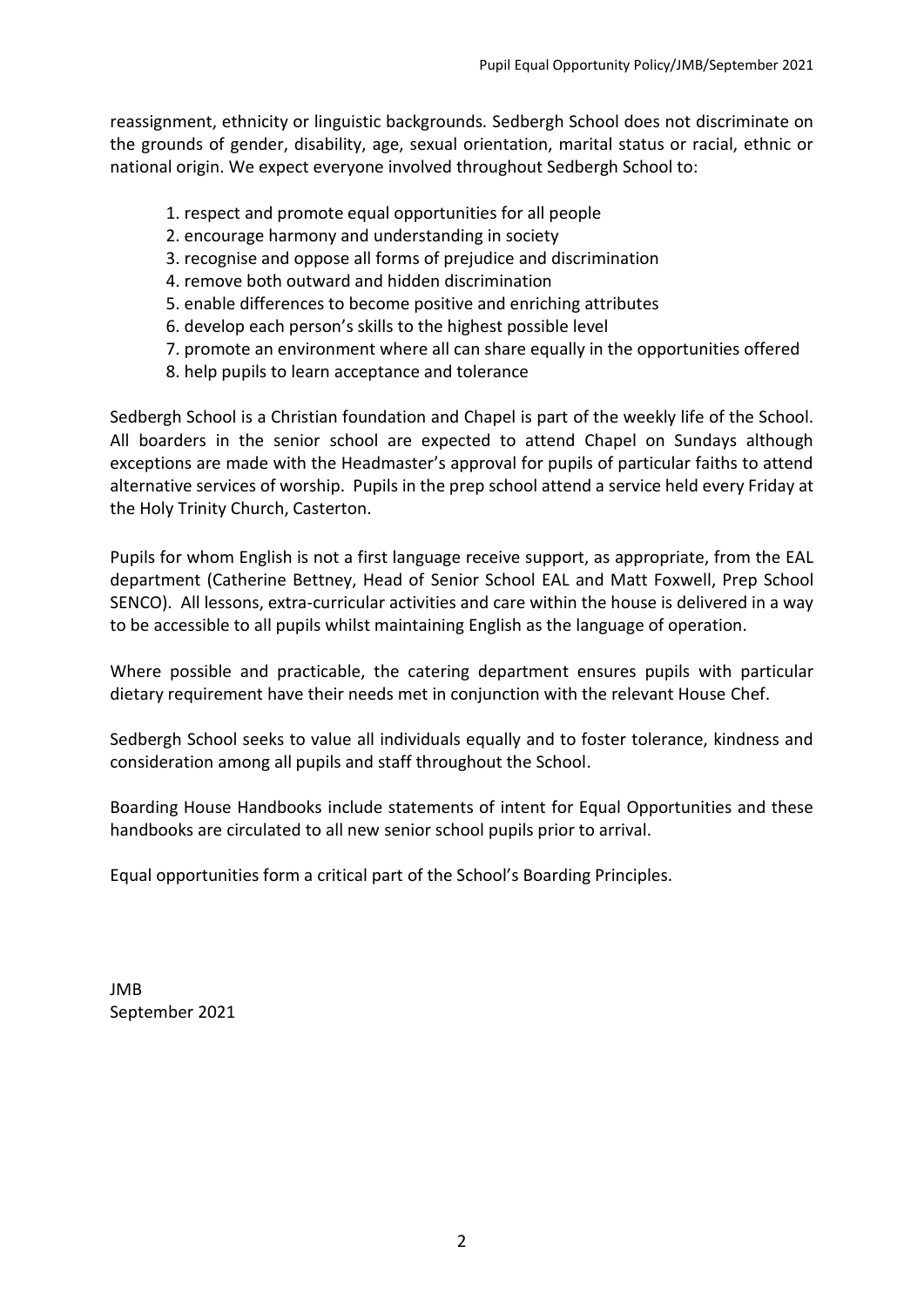reassignment, ethnicity or linguistic backgrounds. Sedbergh School does not discriminate on the grounds of gender, disability, age, sexual orientation, marital status or racial, ethnic or national origin. We expect everyone involved throughout Sedbergh School to:

1. respect and promote equal opportunities for all people
2. encourage harmony and understanding in society
3. recognise and oppose all forms of prejudice and discrimination
4. remove both outward and hidden discrimination
5. enable differences to become positive and enriching attributes
6. develop each person's skills to the highest possible level
7. promote an environment where all can share equally in the opportunities offered
8. help pupils to learn acceptance and tolerance

Sedbergh School is a Christian foundation and Chapel is part of the weekly life of the School. All boarders in the senior school are expected to attend Chapel on Sundays although exceptions are made with the Headmaster's approval for pupils of particular faiths to attend alternative services of worship. Pupils in the prep school attend a service held every Friday at the Holy Trinity Church, Casterton.

Pupils for whom English is not a first language receive support, as appropriate, from the EAL department (Catherine Bettney, Head of Senior School EAL and Matt Foxwell, Prep School SENCO). All lessons, extra-curricular activities and care within the house is delivered in a way to be accessible to all pupils whilst maintaining English as the language of operation.

Where possible and practicable, the catering department ensures pupils with particular dietary requirement have their needs met in conjunction with the relevant House Chef.

Sedbergh School seeks to value all individuals equally and to foster tolerance, kindness and consideration among all pupils and staff throughout the School.

Boarding House Handbooks include statements of intent for Equal Opportunities and these handbooks are circulated to all new senior school pupils prior to arrival.

Equal opportunities form a critical part of the School's Boarding Principles.

JMB
September 2021